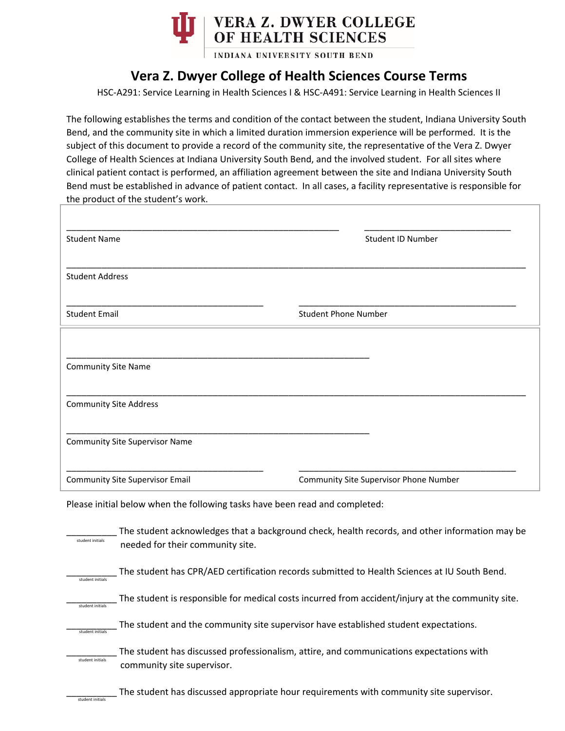VERA Z. DWYER COLLEGE OF HEALTH SCIENCES
INDIANA UNIVERSITY SOUTH BEND

# Vera Z. Dwyer College of Health Sciences Course Terms

HSC-A291: Service Learning in Health Sciences I & HSC-A491: Service Learning in Health Sciences II

The following establishes the terms and condition of the contact between the student, Indiana University South Bend, and the community site in which a limited duration immersion experience will be performed. It is the subject of this document to provide a record of the community site, the representative of the Vera Z. Dwyer College of Health Sciences at Indiana University South Bend, and the involved student. For all sites where clinical patient contact is performed, an affiliation agreement between the site and Indiana University South Bend must be established in advance of patient contact. In all cases, a facility representative is responsible for the product of the student's work.

______________________________________________________ ____________________________
Student Name Student ID Number

_________________________________________________________________________________________
Student Address

______________________________________ __________________________________________
Student Email Student Phone Number

____________________________________________________________
Community Site Name

_________________________________________________________________________________________
Community Site Address

____________________________________________________________
Community Site Supervisor Name

______________________________________ __________________________________________
Community Site Supervisor Email Community Site Supervisor Phone Number

Please initial below when the following tasks have been read and completed:

__________ (student initials) The student acknowledges that a background check, health records, and other information may be needed for their community site.

__________ (student initials) The student has CPR/AED certification records submitted to Health Sciences at IU South Bend.

__________ (student initials) The student is responsible for medical costs incurred from accident/injury at the community site.

__________ (student initials) The student and the community site supervisor have established student expectations.

__________ (student initials) The student has discussed professionalism, attire, and communications expectations with community site supervisor.

__________ (student initials) The student has discussed appropriate hour requirements with community site supervisor.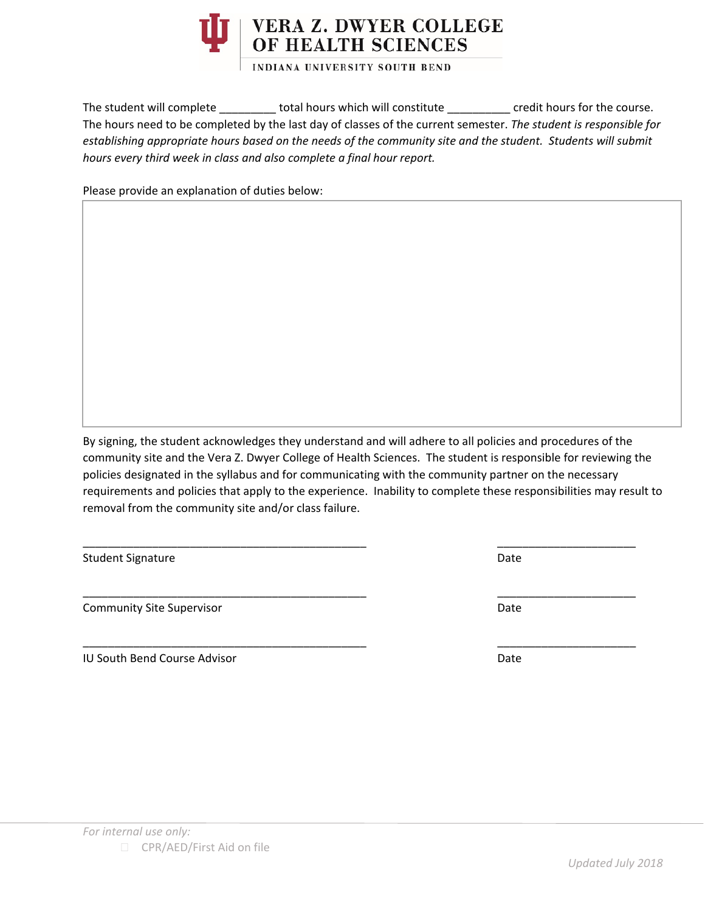VERA Z. DWYER COLLEGE OF HEALTH SCIENCES

INDIANA UNIVERSITY SOUTH BEND

The student will complete _________ total hours which will constitute __________ credit hours for the course. The hours need to be completed by the last day of classes of the current semester. *The student is responsible for establishing appropriate hours based on the needs of the community site and the student. Students will submit hours every third week in class and also complete a final hour report.*

Please provide an explanation of duties below:

| |
|---|
| |

By signing, the student acknowledges they understand and will adhere to all policies and procedures of the community site and the Vera Z. Dwyer College of Health Sciences. The student is responsible for reviewing the policies designated in the syllabus and for communicating with the community partner on the necessary requirements and policies that apply to the experience. Inability to complete these responsibilities may result to removal from the community site and/or class failure.

_______________________________________________ ______________________

Student Signature Date

_______________________________________________ ______________________

Community Site Supervisor Date

_______________________________________________ ______________________

IU South Bend Course Advisor Date

*For internal use only:*

- ☐ CPR/AED/First Aid on file

*Updated July 2018*